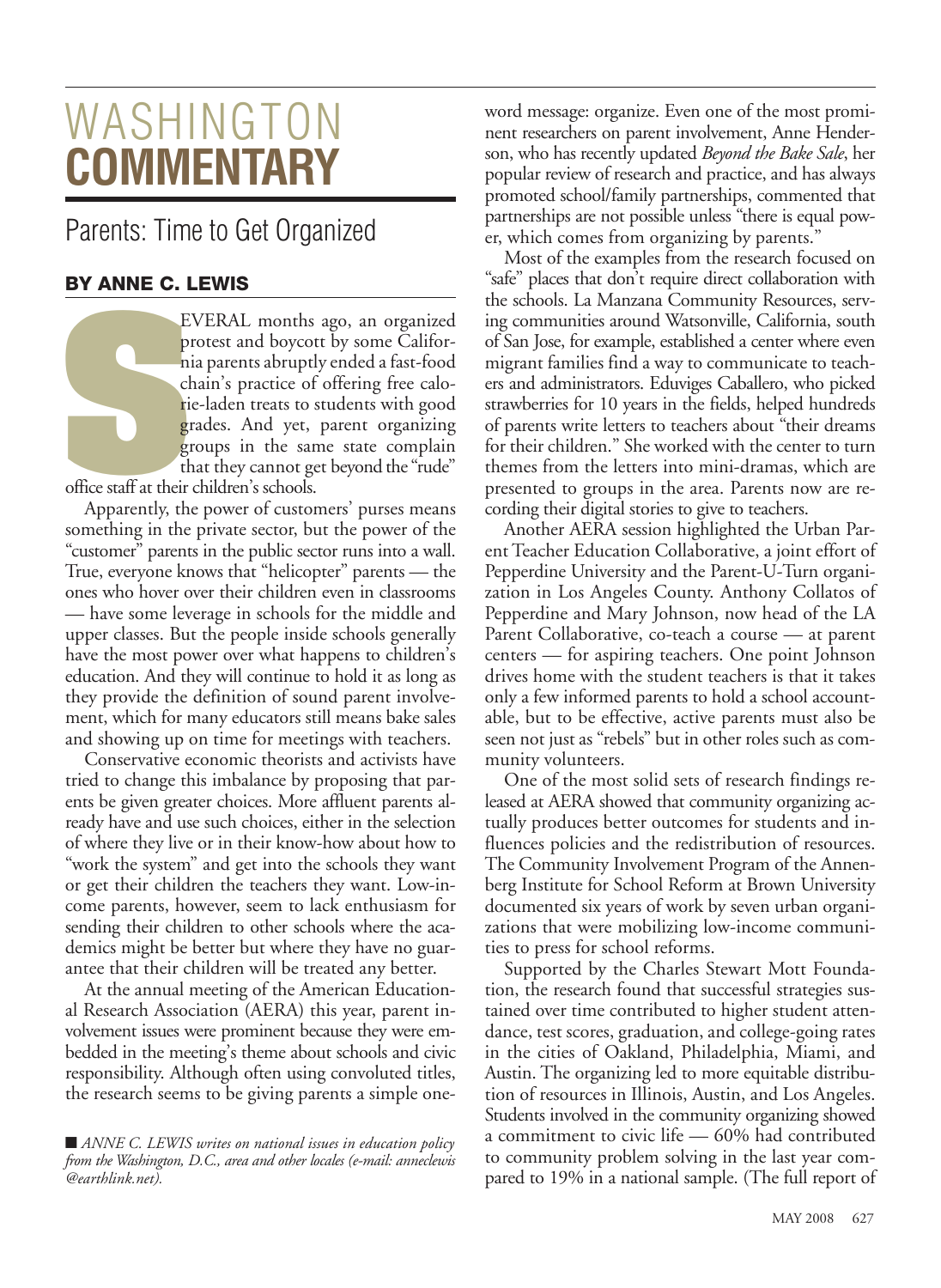# WASHINGTON COMMENTARY

## Parents: Time to Get Organized

### BY ANNE C. LEWIS

SEVERAL months ago, an organized protest and boycott by some California parents abruptly ended a fast-food chain's practice of offering free calorie-laden treats to students with good grades. And yet, parent organizing groups in the same state complain that they cannot get beyond the "rude" office staff at their children's schools.

Apparently, the power of customers' purses means something in the private sector, but the power of the "customer" parents in the public sector runs into a wall. True, everyone knows that "helicopter" parents — the ones who hover over their children even in classrooms — have some leverage in schools for the middle and upper classes. But the people inside schools generally have the most power over what happens to children's education. And they will continue to hold it as long as they provide the definition of sound parent involvement, which for many educators still means bake sales and showing up on time for meetings with teachers.

Conservative economic theorists and activists have tried to change this imbalance by proposing that parents be given greater choices. More affluent parents already have and use such choices, either in the selection of where they live or in their know-how about how to "work the system" and get into the schools they want or get their children the teachers they want. Low-income parents, however, seem to lack enthusiasm for sending their children to other schools where the academics might be better but where they have no guarantee that their children will be treated any better.

At the annual meeting of the American Educational Research Association (AERA) this year, parent involvement issues were prominent because they were embedded in the meeting's theme about schools and civic responsibility. Although often using convoluted titles, the research seems to be giving parents a simple one-word message: organize. Even one of the most prominent researchers on parent involvement, Anne Henderson, who has recently updated *Beyond the Bake Sale*, her popular review of research and practice, and has always promoted school/family partnerships, commented that partnerships are not possible unless "there is equal power, which comes from organizing by parents."

Most of the examples from the research focused on "safe" places that don't require direct collaboration with the schools. La Manzana Community Resources, serving communities around Watsonville, California, south of San Jose, for example, established a center where even migrant families find a way to communicate to teachers and administrators. Eduviges Caballero, who picked strawberries for 10 years in the fields, helped hundreds of parents write letters to teachers about "their dreams for their children." She worked with the center to turn themes from the letters into mini-dramas, which are presented to groups in the area. Parents now are recording their digital stories to give to teachers.

Another AERA session highlighted the Urban Parent Teacher Education Collaborative, a joint effort of Pepperdine University and the Parent-U-Turn organization in Los Angeles County. Anthony Collatos of Pepperdine and Mary Johnson, now head of the LA Parent Collaborative, co-teach a course — at parent centers — for aspiring teachers. One point Johnson drives home with the student teachers is that it takes only a few informed parents to hold a school accountable, but to be effective, active parents must also be seen not just as "rebels" but in other roles such as community volunteers.

One of the most solid sets of research findings released at AERA showed that community organizing actually produces better outcomes for students and influences policies and the redistribution of resources. The Community Involvement Program of the Annenberg Institute for School Reform at Brown University documented six years of work by seven urban organizations that were mobilizing low-income communities to press for school reforms.

Supported by the Charles Stewart Mott Foundation, the research found that successful strategies sustained over time contributed to higher student attendance, test scores, graduation, and college-going rates in the cities of Oakland, Philadelphia, Miami, and Austin. The organizing led to more equitable distribution of resources in Illinois, Austin, and Los Angeles. Students involved in the community organizing showed a commitment to civic life — 60% had contributed to community problem solving in the last year compared to 19% in a national sample. (The full report of

■ *ANNE C. LEWIS writes on national issues in education policy from the Washington, D.C., area and other locales (e-mail: anneclewis@earthlink.net).*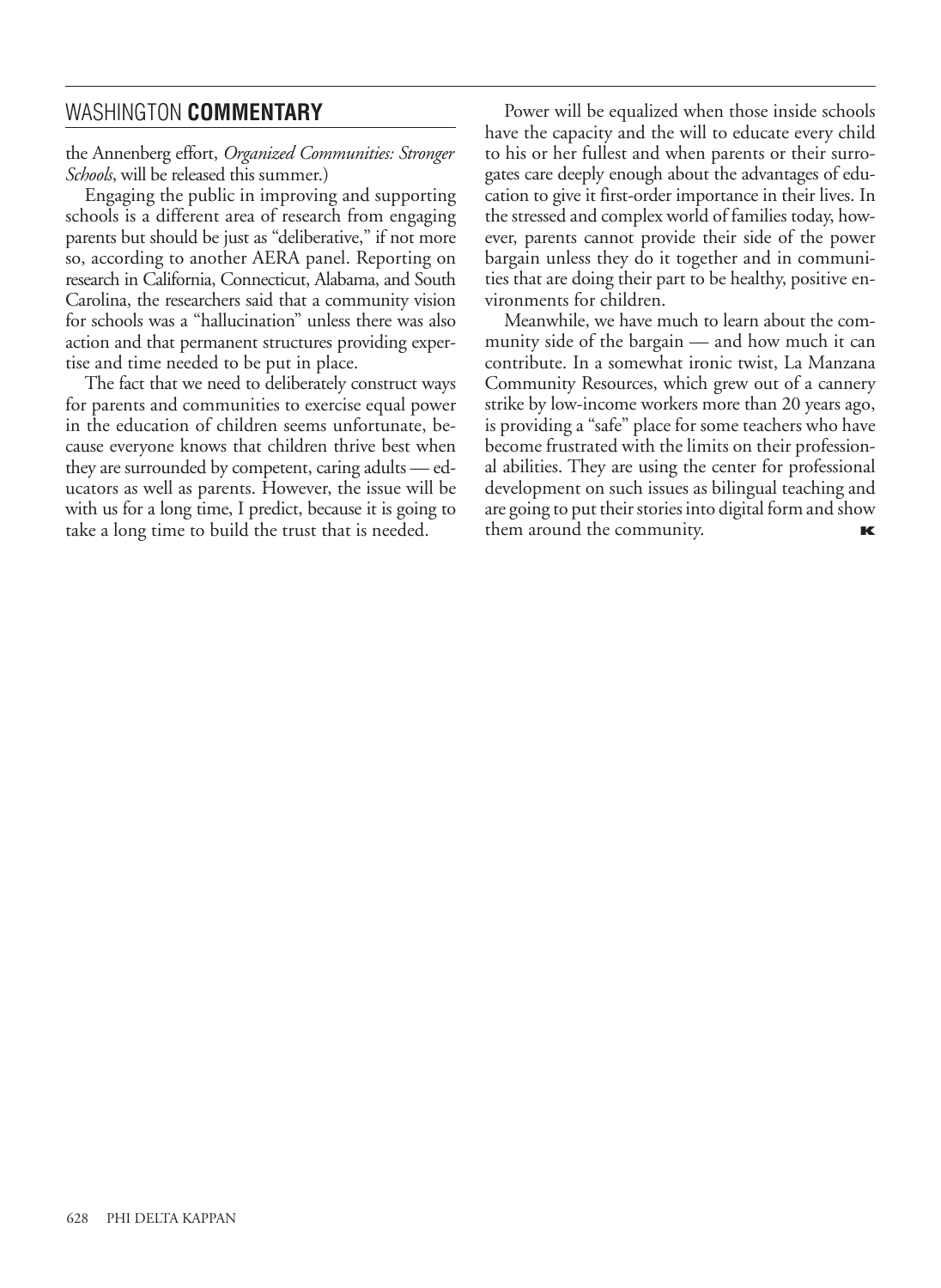the Annenberg effort, *Organized Communities: Stronger Schools*, will be released this summer.)

Engaging the public in improving and supporting schools is a different area of research from engaging parents but should be just as "deliberative," if not more so, according to another AERA panel. Reporting on research in California, Connecticut, Alabama, and South Carolina, the researchers said that a community vision for schools was a "hallucination" unless there was also action and that permanent structures providing expertise and time needed to be put in place.

The fact that we need to deliberately construct ways for parents and communities to exercise equal power in the education of children seems unfortunate, because everyone knows that children thrive best when they are surrounded by competent, caring adults — educators as well as parents. However, the issue will be with us for a long time, I predict, because it is going to take a long time to build the trust that is needed.

Power will be equalized when those inside schools have the capacity and the will to educate every child to his or her fullest and when parents or their surrogates care deeply enough about the advantages of education to give it first-order importance in their lives. In the stressed and complex world of families today, however, parents cannot provide their side of the power bargain unless they do it together and in communities that are doing their part to be healthy, positive environments for children.

Meanwhile, we have much to learn about the community side of the bargain — and how much it can contribute. In a somewhat ironic twist, La Manzana Community Resources, which grew out of a cannery strike by low-income workers more than 20 years ago, is providing a "safe" place for some teachers who have become frustrated with the limits on their professional abilities. They are using the center for professional development on such issues as bilingual teaching and are going to put their stories into digital form and show them around the community.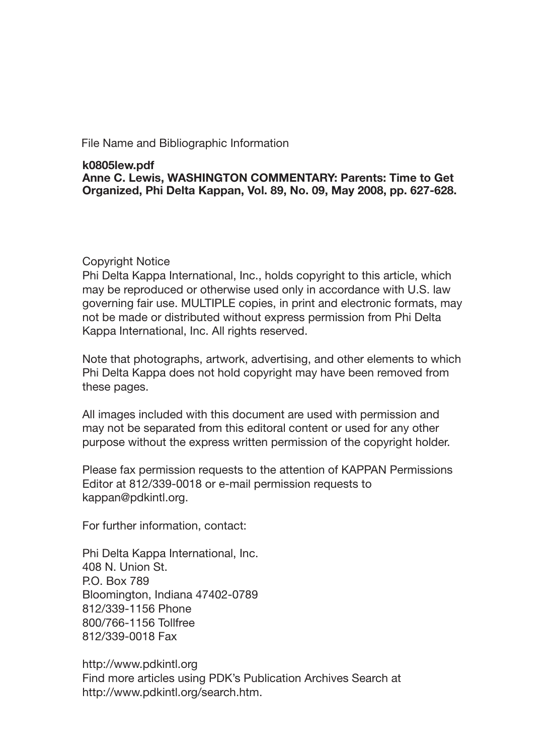File Name and Bibliographic Information

**k0805lew.pdf**
**Anne C. Lewis, WASHINGTON COMMENTARY: Parents: Time to Get Organized, Phi Delta Kappan, Vol. 89, No. 09, May 2008, pp. 627-628.**

Copyright Notice
Phi Delta Kappa International, Inc., holds copyright to this article, which may be reproduced or otherwise used only in accordance with U.S. law governing fair use. MULTIPLE copies, in print and electronic formats, may not be made or distributed without express permission from Phi Delta Kappa International, Inc. All rights reserved.

Note that photographs, artwork, advertising, and other elements to which Phi Delta Kappa does not hold copyright may have been removed from these pages.

All images included with this document are used with permission and may not be separated from this editoral content or used for any other purpose without the express written permission of the copyright holder.

Please fax permission requests to the attention of KAPPAN Permissions Editor at 812/339-0018 or e-mail permission requests to kappan@pdkintl.org.

For further information, contact:

Phi Delta Kappa International, Inc.
408 N. Union St.
P.O. Box 789
Bloomington, Indiana 47402-0789
812/339-1156 Phone
800/766-1156 Tollfree
812/339-0018 Fax

http://www.pdkintl.org
Find more articles using PDK's Publication Archives Search at http://www.pdkintl.org/search.htm.